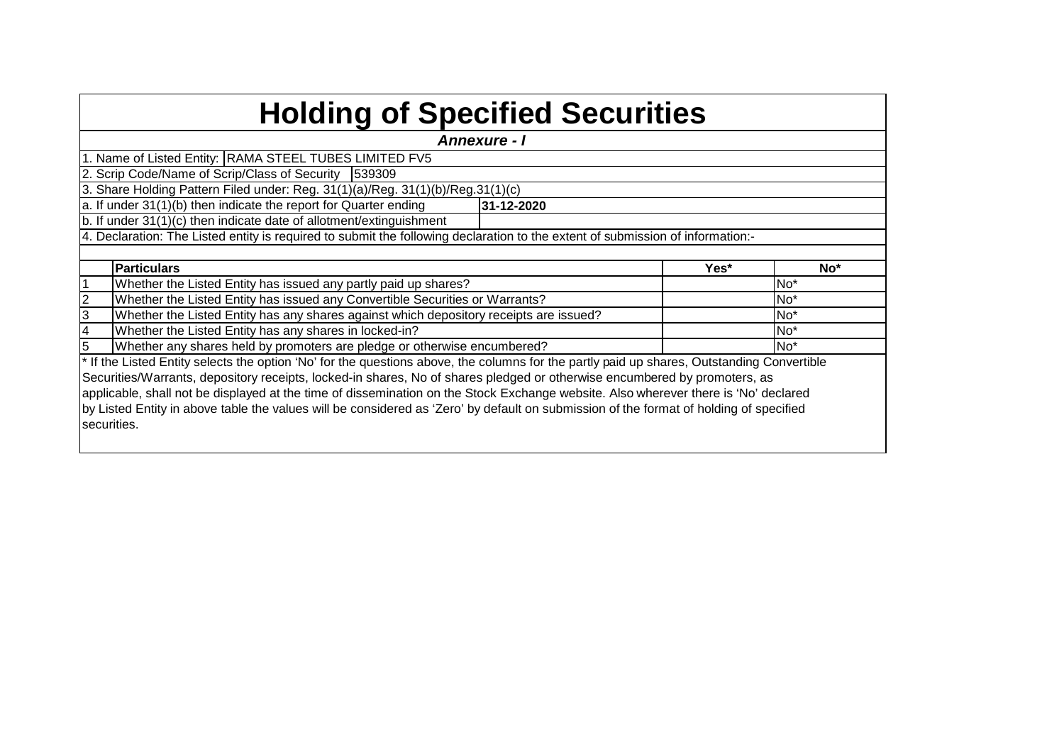# Holding of Specified Securities

***Annexure - I***

1. Name of Listed Entity: RAMA STEEL TUBES LIMITED FV5
2. Scrip Code/Name of Scrip/Class of Security 539309
3. Share Holding Pattern Filed under: Reg. 31(1)(a)/Reg. 31(1)(b)/Reg.31(1)(c)

a. If under 31(1)(b) then indicate the report for Quarter ending **31-12-2020**

b. If under 31(1)(c) then indicate date of allotment/extinguishment

4. Declaration: The Listed entity is required to submit the following declaration to the extent of submission of information:-

| | Particulars | Yes* | No* |
|---|---|---|---|
| 1 | Whether the Listed Entity has issued any partly paid up shares? | | No* |
| 2 | Whether the Listed Entity has issued any Convertible Securities or Warrants? | | No* |
| 3 | Whether the Listed Entity has any shares against which depository receipts are issued? | | No* |
| 4 | Whether the Listed Entity has any shares in locked-in? | | No* |
| 5 | Whether any shares held by promoters are pledge or otherwise encumbered? | | No* |

* If the Listed Entity selects the option 'No' for the questions above, the columns for the partly paid up shares, Outstanding Convertible Securities/Warrants, depository receipts, locked-in shares, No of shares pledged or otherwise encumbered by promoters, as applicable, shall not be displayed at the time of dissemination on the Stock Exchange website. Also wherever there is 'No' declared by Listed Entity in above table the values will be considered as 'Zero' by default on submission of the format of holding of specified securities.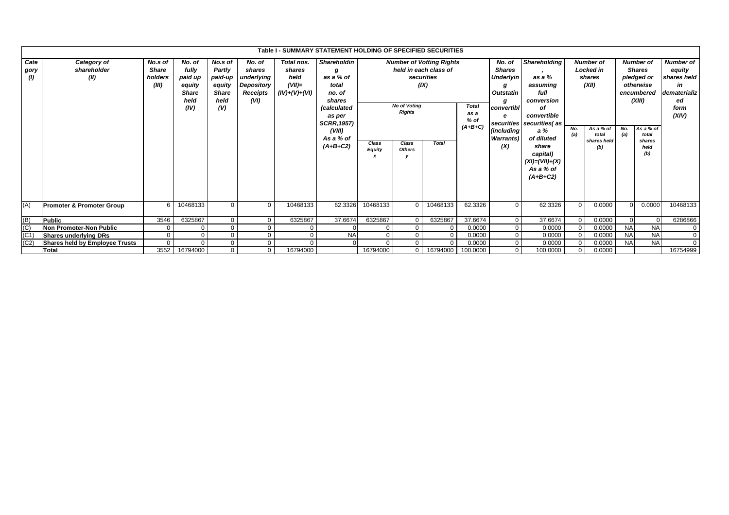**Table I - SUMMARY STATEMENT HOLDING OF SPECIFIED SECURITIES**

| Category (I) | Category of shareholder (II) | No.s of Share holders (III) | No. of fully paid up equity Share held (IV) | No.s of Partly paid-up equity Share held (V) | No. of shares underlying Depository Receipts (VI) | Total nos. shares held (VII)= (IV)+(V)+(VI) | Shareholding as a % of total no. of shares (calculated as per SCRR,1957) (VIII) As a % of (A+B+C2) | Number of Votting Rights held in each class of securities (IX) | | | | No. of Shares Underlying Outstating convertible securities (including Warrants) (X) | Shareholding , as a % assuming full conversion of convertible securities( as a % of diluted share capital) (XI)=(VII)+(X) As a % of (A+B+C2) | Number of Locked in shares (XII) | | Number of Shares pledged or otherwise encumbered (XIII) | | Number of equity shares held in dematerialized form (XIV) |
|---|---|---|---|---|---|---|---|---|---|---|---|---|---|---|---|---|---|---|
| | | | | | | | | No of Voting Rights | | | Total as a % of (A+B+C) | | | No. (a) | As a % of total shares held (b) | No. (a) | As a % of total shares held (b) | |
| | | | | | | | | Class Equity x | Class Others y | Total | | | | | | | | |
| (A) | **Promoter & Promoter Group** | 6 | 10468133 | 0 | 0 | 10468133 | 62.3326 | 10468133 | 0 | 10468133 | 62.3326 | 0 | 62.3326 | 0 | 0.0000 | 0 | 0.0000 | 10468133 |
| (B) | **Public** | 3546 | 6325867 | 0 | 0 | 6325867 | 37.6674 | 6325867 | 0 | 6325867 | 37.6674 | 0 | 37.6674 | 0 | 0.0000 | 0 | 0 | 6286866 |
| (C) | **Non Promoter-Non Public** | 0 | 0 | 0 | 0 | 0 | 0 | 0 | 0 | 0 | 0.0000 | 0 | 0.0000 | 0 | 0.0000 | NA | NA | 0 |
| (C1) | **Shares underlying DRs** | 0 | 0 | 0 | 0 | 0 | NA | 0 | 0 | 0 | 0.0000 | 0 | 0.0000 | 0 | 0.0000 | NA | NA | 0 |
| (C2) | **Shares held by Employee Trusts** | 0 | 0 | 0 | 0 | 0 | 0 | 0 | 0 | 0 | 0.0000 | 0 | 0.0000 | 0 | 0.0000 | NA | NA | 0 |
| | **Total** | 3552 | 16794000 | 0 | 0 | 16794000 | | 16794000 | 0 | 16794000 | 100.0000 | 0 | 100.0000 | 0 | 0.0000 | | | 16754999 |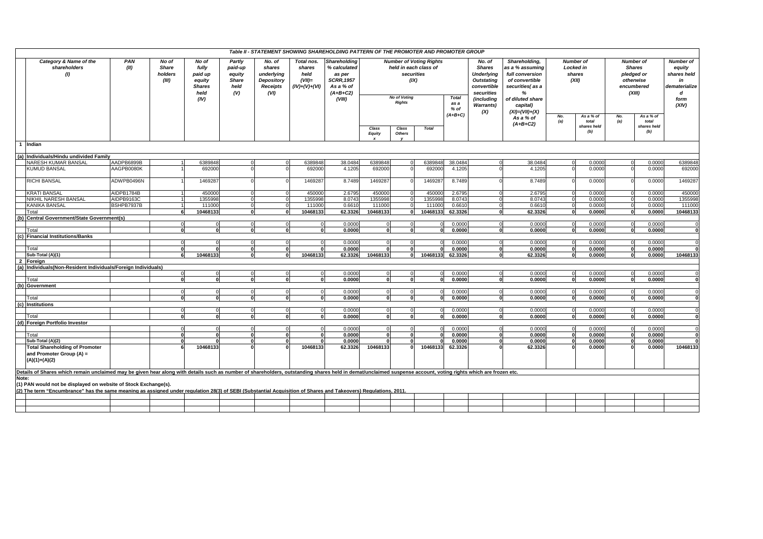## Table II - STATEMENT SHOWING SHAREHOLDING PATTERN OF THE PROMOTER AND PROMOTER GROUP

| | Category & Name of the shareholders (I) | PAN (II) | No of Share holders (III) | No of fully paid up equity Shares held (IV) | Partly paid-up equity Share held (V) | No. of shares underlying Depository Receipts (VI) | Total nos. shares held (VII)= (IV)+(V)+(VI) | Shareholding % calculated as per SCRR,1957 As a % of (A+B+C2) (VIII) | Number of Voting Rights held in each class of securities (IX) | | | | No. of Shares Underlying Outstating convertible securities (including Warrants) (X) | Shareholding, as a % assuming full conversion of convertible securities( as a % of diluted share capital) (XI)=(VII)+(X) As a % of (A+B+C2) | Number of Locked in shares (XII) | | Number of Shares pledged or otherwise encumbered (XIII) | | Number of equity shares held in dematerialize d form (XIV) |
|---|---|---|---|---|---|---|---|---|---|---|---|---|---|---|---|---|---|---|---|
| | | | | | | | | | No of Voting Rights | | | Total as a % of (A+B+C) | | | No. (a) | As a % of total shares held (b) | No. (a) | As a % of total shares held (b) | |
| | | | | | | | | | Class Equity x | Class Others y | Total | | | | | | | | |
| 1 | Indian | | | | | | | | | | | | | | | | | | |
| (a) | Individuals/Hindu undivided Family | | | | | | | | | | | | | | | | | | |
| | NARESH KUMAR BANSAL | AADPB6899B | 1 | 6389848 | 0 | 0 | 6389848 | 38.0484 | 6389848 | 0 | 6389848 | 38.0484 | 0 | 38.0484 | 0 | 0.0000 | 0 | 0.0000 | 6389848 |
| | KUMUD BANSAL | AAGPB0080K | 1 | 692000 | 0 | 0 | 692000 | 4.1205 | 692000 | 0 | 692000 | 4.1205 | 0 | 4.1205 | 0 | 0.0000 | 0 | 0.0000 | 692000 |
| | RICHI BANSAL | ADWPB0496N | 1 | 1469287 | 0 | 0 | 1469287 | 8.7489 | 1469287 | 0 | 1469287 | 8.7489 | 0 | 8.7489 | 0 | 0.0000 | 0 | 0.0000 | 1469287 |
| | KRATI BANSAL | AIDPB1784B | 1 | 450000 | 0 | 0 | 450000 | 2.6795 | 450000 | 0 | 450000 | 2.6795 | 0 | 2.6795 | 0 | 0.0000 | 0 | 0.0000 | 450000 |
| | NIKHIL NARESH BANSAL | AIDPB9163C | 1 | 1355998 | 0 | 0 | 1355998 | 8.0743 | 1355998 | 0 | 1355998 | 8.0743 | 0 | 8.0743 | 0 | 0.0000 | 0 | 0.0000 | 1355998 |
| | KANIKA BANSAL | BSHPB7937B | 1 | 111000 | 0 | 0 | 111000 | 0.6610 | 111000 | 0 | 111000 | 0.6610 | 0 | 0.6610 | 0 | 0.0000 | 0 | 0.0000 | 111000 |
| | Total | | 6 | 10468133 | 0 | 0 | 10468133 | 62.3326 | 10468133 | 0 | 10468133 | 62.3326 | 0 | 62.3326 | 0 | 0.0000 | 0 | 0.0000 | 10468133 |
| (b) | Central Government/State Government(s) | | | | | | | | | | | | | | | | | | |
| | | | 0 | 0 | 0 | 0 | 0 | 0.0000 | 0 | 0 | 0 | 0.0000 | 0 | 0.0000 | 0 | 0.0000 | 0 | 0.0000 | 0 |
| | Total | | 0 | 0 | 0 | 0 | 0 | 0.0000 | 0 | 0 | 0 | 0.0000 | 0 | 0.0000 | 0 | 0.0000 | 0 | 0.0000 | 0 |
| (c) | Financial Institutions/Banks | | | | | | | | | | | | | | | | | | |
| | | | 0 | 0 | 0 | 0 | 0 | 0.0000 | 0 | 0 | 0 | 0.0000 | 0 | 0.0000 | 0 | 0.0000 | 0 | 0.0000 | 0 |
| | Total | | 0 | 0 | 0 | 0 | 0 | 0.0000 | 0 | 0 | 0 | 0.0000 | 0 | 0.0000 | 0 | 0.0000 | 0 | 0.0000 | 0 |
| | Sub-Total (A)(1) | | 6 | 10468133 | 0 | 0 | 10468133 | 62.3326 | 10468133 | 0 | 10468133 | 62.3326 | 0 | 62.3326 | 0 | 0.0000 | 0 | 0.0000 | 10468133 |
| 2 | Foreign | | | | | | | | | | | | | | | | | | |
| (a) | Individuals(Non-Resident Individuals/Foreign Individuals) | | | | | | | | | | | | | | | | | | |
| | | | 0 | 0 | 0 | 0 | 0 | 0.0000 | 0 | 0 | 0 | 0.0000 | 0 | 0.0000 | 0 | 0.0000 | 0 | 0.0000 | 0 |
| | Total | | 0 | 0 | 0 | 0 | 0 | 0.0000 | 0 | 0 | 0 | 0.0000 | 0 | 0.0000 | 0 | 0.0000 | 0 | 0.0000 | 0 |
| (b) | Government | | | | | | | | | | | | | | | | | | |
| | | | 0 | 0 | 0 | 0 | 0 | 0.0000 | 0 | 0 | 0 | 0.0000 | 0 | 0.0000 | 0 | 0.0000 | 0 | 0.0000 | 0 |
| | Total | | 0 | 0 | 0 | 0 | 0 | 0.0000 | 0 | 0 | 0 | 0.0000 | 0 | 0.0000 | 0 | 0.0000 | 0 | 0.0000 | 0 |
| (c) | Institutions | | | | | | | | | | | | | | | | | | |
| | | | 0 | 0 | 0 | 0 | 0 | 0.0000 | 0 | 0 | 0 | 0.0000 | 0 | 0.0000 | 0 | 0.0000 | 0 | 0.0000 | 0 |
| | Total | | 0 | 0 | 0 | 0 | 0 | 0.0000 | 0 | 0 | 0 | 0.0000 | 0 | 0.0000 | 0 | 0.0000 | 0 | 0.0000 | 0 |
| (d) | Foreign Portfolio Investor | | | | | | | | | | | | | | | | | | |
| | | | 0 | 0 | 0 | 0 | 0 | 0.0000 | 0 | 0 | 0 | 0.0000 | 0 | 0.0000 | 0 | 0.0000 | 0 | 0.0000 | 0 |
| | Total | | 0 | 0 | 0 | 0 | 0 | 0.0000 | 0 | 0 | 0 | 0.0000 | 0 | 0.0000 | 0 | 0.0000 | 0 | 0.0000 | 0 |
| | Sub-Total (A)(2) | | 0 | 0 | 0 | 0 | 0 | 0.0000 | 0 | 0 | 0 | 0.0000 | 0 | 0.0000 | 0 | 0.0000 | 0 | 0.0000 | 0 |
| | Total Shareholding of Promoter and Promoter Group (A) = (A)(1)+(A)(2) | | 6 | 10468133 | 0 | 0 | 10468133 | 62.3326 | 10468133 | 0 | 10468133 | 62.3326 | 0 | 62.3326 | 0 | 0.0000 | 0 | 0.0000 | 10468133 |

**Details of Shares which remain unclaimed may be given hear along with details such as number of shareholders, outstanding shares held in demat/unclaimed suspense account, voting rights which are frozen etc.**

**Note:**

**(1) PAN would not be displayed on website of Stock Exchange(s).**

**(2) The term "Encumbrance" has the same meaning as assigned under regulation 28(3) of SEBI (Substantial Acquisition of Shares and Takeovers) Regulations, 2011.**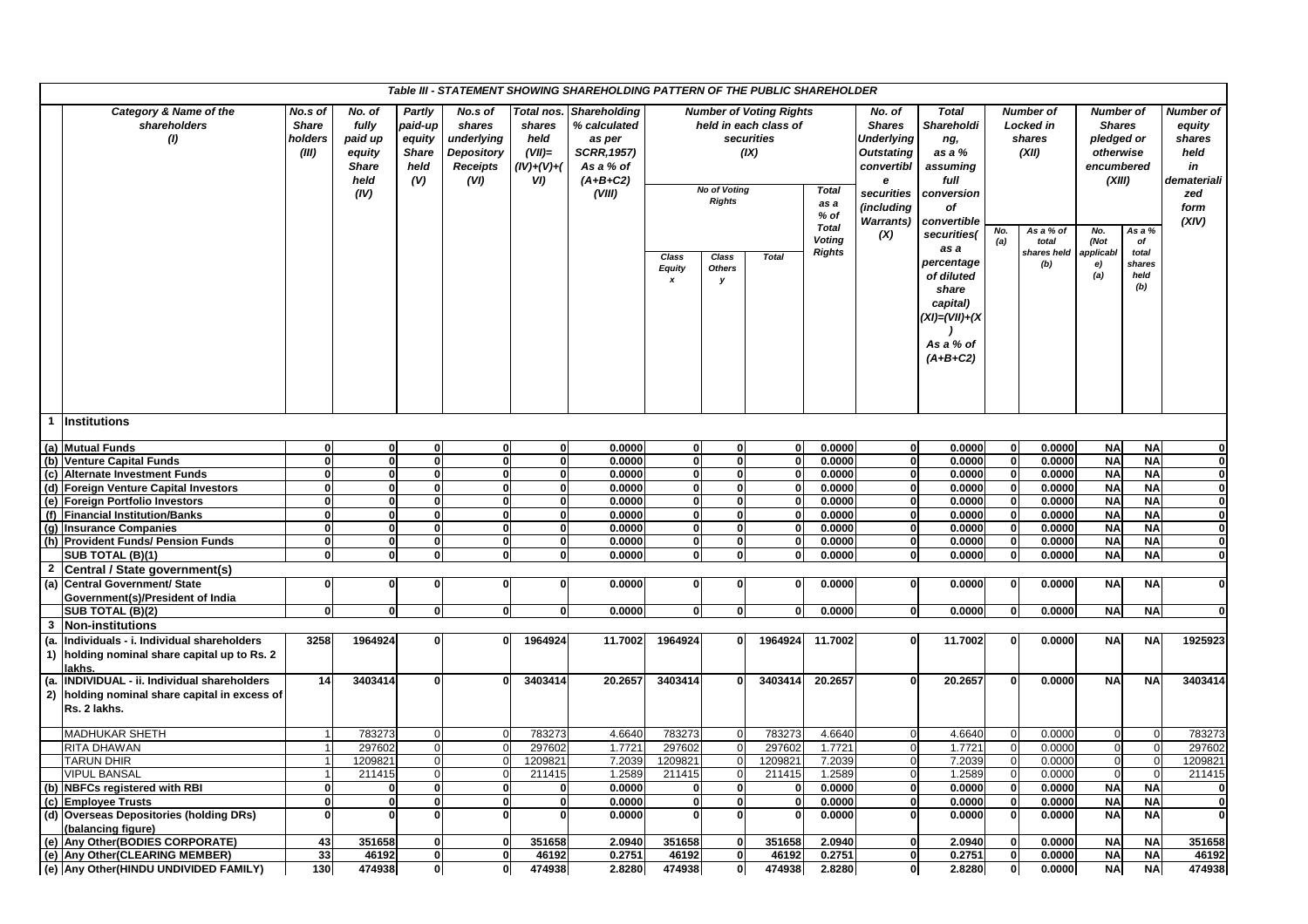## Table III - STATEMENT SHOWING SHAREHOLDING PATTERN OF THE PUBLIC SHAREHOLDER

| | Category & Name of the shareholders (I) | No.s of Share holders (III) | No. of fully paid up equity Share held (IV) | Partly paid-up equity Share held (V) | No.s of shares underlying Depository Receipts (VI) | Total nos. shares held (VII)= (IV)+(V)+(VI) | Shareholding % calculated as per SCRR,1957) As a % of (A+B+C2) (VIII) | Number of Voting Rights held in each class of securities (IX) | | | | No. of Shares Underlying Outstating convertible securities (including Warrants) (X) | Total Shareholding, as a % assuming full conversion of convertible securities( as a percentage of diluted share capital) (XI)=(VII)+(X) As a % of (A+B+C2) | Number of Locked in shares (XII) | | Number of Shares pledged or otherwise encumbered (XIII) | | Number of equity shares held in dematerialized form (XIV) |
|---|---|---|---|---|---|---|---|---|---|---|---|---|---|---|---|---|---|---|
| | | | | | | | | No of Voting Rights | | | Total as a % of Total Voting Rights | | | No. (a) | As a % of total shares held (b) | No. (Not applicable) (a) | As a % of total shares held (b) | |
| | | | | | | | | Class Equity x | Class Others y | Total | | | | | | | | |
| **1** | **Institutions** | | | | | | | | | | | | | | | | | |
| (a) | Mutual Funds | 0 | 0 | 0 | 0 | 0 | 0.0000 | 0 | 0 | 0 | 0.0000 | 0 | 0.0000 | 0 | 0.0000 | NA | NA | 0 |
| (b) | Venture Capital Funds | 0 | 0 | 0 | 0 | 0 | 0.0000 | 0 | 0 | 0 | 0.0000 | 0 | 0.0000 | 0 | 0.0000 | NA | NA | 0 |
| (c) | Alternate Investment Funds | 0 | 0 | 0 | 0 | 0 | 0.0000 | 0 | 0 | 0 | 0.0000 | 0 | 0.0000 | 0 | 0.0000 | NA | NA | 0 |
| (d) | Foreign Venture Capital Investors | 0 | 0 | 0 | 0 | 0 | 0.0000 | 0 | 0 | 0 | 0.0000 | 0 | 0.0000 | 0 | 0.0000 | NA | NA | 0 |
| (e) | Foreign Portfolio Investors | 0 | 0 | 0 | 0 | 0 | 0.0000 | 0 | 0 | 0 | 0.0000 | 0 | 0.0000 | 0 | 0.0000 | NA | NA | 0 |
| (f) | Financial Institution/Banks | 0 | 0 | 0 | 0 | 0 | 0.0000 | 0 | 0 | 0 | 0.0000 | 0 | 0.0000 | 0 | 0.0000 | NA | NA | 0 |
| (g) | Insurance Companies | 0 | 0 | 0 | 0 | 0 | 0.0000 | 0 | 0 | 0 | 0.0000 | 0 | 0.0000 | 0 | 0.0000 | NA | NA | 0 |
| (h) | Provident Funds/ Pension Funds | 0 | 0 | 0 | 0 | 0 | 0.0000 | 0 | 0 | 0 | 0.0000 | 0 | 0.0000 | 0 | 0.0000 | NA | NA | 0 |
| | SUB TOTAL (B)(1) | 0 | 0 | 0 | 0 | 0 | 0.0000 | 0 | 0 | 0 | 0.0000 | 0 | 0.0000 | 0 | 0.0000 | NA | NA | 0 |
| **2** | **Central / State government(s)** | | | | | | | | | | | | | | | | | |
| (a) | Central Government/ State Government(s)/President of India | 0 | 0 | 0 | 0 | 0 | 0.0000 | 0 | 0 | 0 | 0.0000 | 0 | 0.0000 | 0 | 0.0000 | NA | NA | 0 |
| | SUB TOTAL (B)(2) | 0 | 0 | 0 | 0 | 0 | 0.0000 | 0 | 0 | 0 | 0.0000 | 0 | 0.0000 | 0 | 0.0000 | NA | NA | 0 |
| **3** | **Non-institutions** | | | | | | | | | | | | | | | | | |
| (a.1) | Individuals - i. Individual shareholders holding nominal share capital up to Rs. 2 lakhs. | 3258 | 1964924 | 0 | 0 | 1964924 | 11.7002 | 1964924 | 0 | 1964924 | 11.7002 | 0 | 11.7002 | 0 | 0.0000 | NA | NA | 1925923 |
| (a.2) | INDIVIDUAL - ii. Individual shareholders holding nominal share capital in excess of Rs. 2 lakhs. | 14 | 3403414 | 0 | 0 | 3403414 | 20.2657 | 3403414 | 0 | 3403414 | 20.2657 | 0 | 20.2657 | 0 | 0.0000 | NA | NA | 3403414 |
| | MADHUKAR SHETH | 1 | 783273 | 0 | 0 | 783273 | 4.6640 | 783273 | 0 | 783273 | 4.6640 | 0 | 4.6640 | 0 | 0.0000 | 0 | 0 | 783273 |
| | RITA DHAWAN | 1 | 297602 | 0 | 0 | 297602 | 1.7721 | 297602 | 0 | 297602 | 1.7721 | 0 | 1.7721 | 0 | 0.0000 | 0 | 0 | 297602 |
| | TARUN DHIR | 1 | 1209821 | 0 | 0 | 1209821 | 7.2039 | 1209821 | 0 | 1209821 | 7.2039 | 0 | 7.2039 | 0 | 0.0000 | 0 | 0 | 1209821 |
| | VIPUL BANSAL | 1 | 211415 | 0 | 0 | 211415 | 1.2589 | 211415 | 0 | 211415 | 1.2589 | 0 | 1.2589 | 0 | 0.0000 | 0 | 0 | 211415 |
| (b) | NBFCs registered with RBI | 0 | 0 | 0 | 0 | 0 | 0.0000 | 0 | 0 | 0 | 0.0000 | 0 | 0.0000 | 0 | 0.0000 | NA | NA | 0 |
| (c) | Employee Trusts | 0 | 0 | 0 | 0 | 0 | 0.0000 | 0 | 0 | 0 | 0.0000 | 0 | 0.0000 | 0 | 0.0000 | NA | NA | 0 |
| (d) | Overseas Depositories (holding DRs) (balancing figure) | 0 | 0 | 0 | 0 | 0 | 0.0000 | 0 | 0 | 0 | 0.0000 | 0 | 0.0000 | 0 | 0.0000 | NA | NA | 0 |
| (e) | Any Other(BODIES CORPORATE) | 43 | 351658 | 0 | 0 | 351658 | 2.0940 | 351658 | 0 | 351658 | 2.0940 | 0 | 2.0940 | 0 | 0.0000 | NA | NA | 351658 |
| (e) | Any Other(CLEARING MEMBER) | 33 | 46192 | 0 | 0 | 46192 | 0.2751 | 46192 | 0 | 46192 | 0.2751 | 0 | 0.2751 | 0 | 0.0000 | NA | NA | 46192 |
| (e) | Any Other(HINDU UNDIVIDED FAMILY) | 130 | 474938 | 0 | 0 | 474938 | 2.8280 | 474938 | 0 | 474938 | 2.8280 | 0 | 2.8280 | 0 | 0.0000 | NA | NA | 474938 |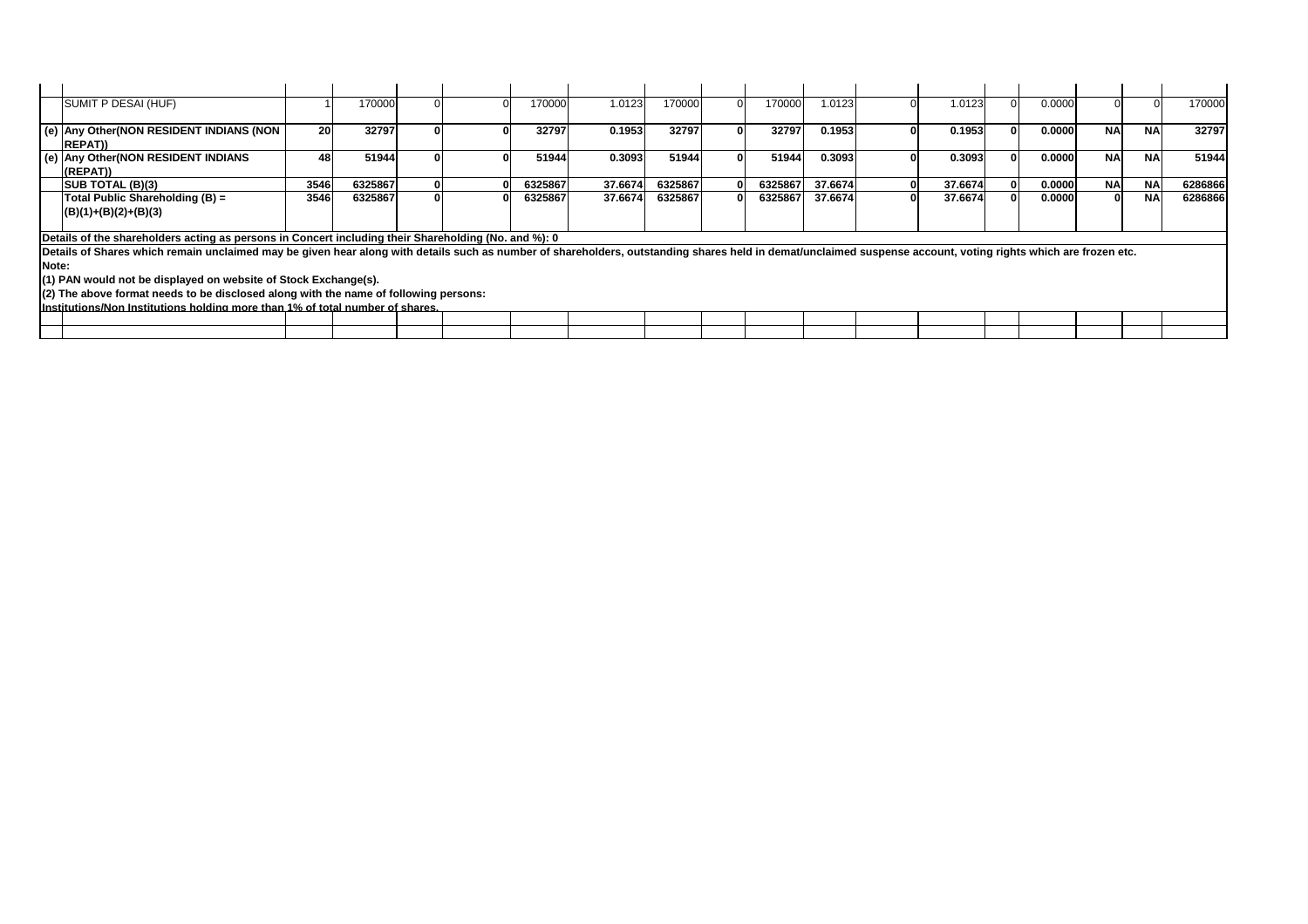| | | | | | | | | | | | | | | | | | | |
|---|---|---|---|---|---|---|---|---|---|---|---|---|---|---|---|---|---|---|
| | SUMIT P DESAI (HUF) | 1 | 170000 | 0 | 0 | 170000 | 1.0123 | 170000 | 0 | 170000 | 1.0123 | 0 | 1.0123 | 0 | 0.0000 | 0 | 0 | 170000 |
| (e) | **Any Other(NON RESIDENT INDIANS (NON REPAT))** | **20** | **32797** | **0** | **0** | **32797** | **0.1953** | **32797** | **0** | **32797** | **0.1953** | **0** | **0.1953** | **0** | **0.0000** | **NA** | **NA** | **32797** |
| (e) | **Any Other(NON RESIDENT INDIANS (REPAT))** | **48** | **51944** | **0** | **0** | **51944** | **0.3093** | **51944** | **0** | **51944** | **0.3093** | **0** | **0.3093** | **0** | **0.0000** | **NA** | **NA** | **51944** |
| | **SUB TOTAL (B)(3)** | **3546** | **6325867** | **0** | **0** | **6325867** | **37.6674** | **6325867** | **0** | **6325867** | **37.6674** | **0** | **37.6674** | **0** | **0.0000** | **NA** | **NA** | **6286866** |
| | **Total Public Shareholding (B) = (B)(1)+(B)(2)+(B)(3)** | **3546** | **6325867** | **0** | **0** | **6325867** | **37.6674** | **6325867** | **0** | **6325867** | **37.6674** | **0** | **37.6674** | **0** | **0.0000** | **0** | **NA** | **6286866** |

**Details of the shareholders acting as persons in Concert including their Shareholding (No. and %): 0**

**Details of Shares which remain unclaimed may be given hear along with details such as number of shareholders, outstanding shares held in demat/unclaimed suspense account, voting rights which are frozen etc.**

**Note:**

**(1) PAN would not be displayed on website of Stock Exchange(s).**

**(2) The above format needs to be disclosed along with the name of following persons:**

**Institutions/Non Institutions holding more than 1% of total number of shares.**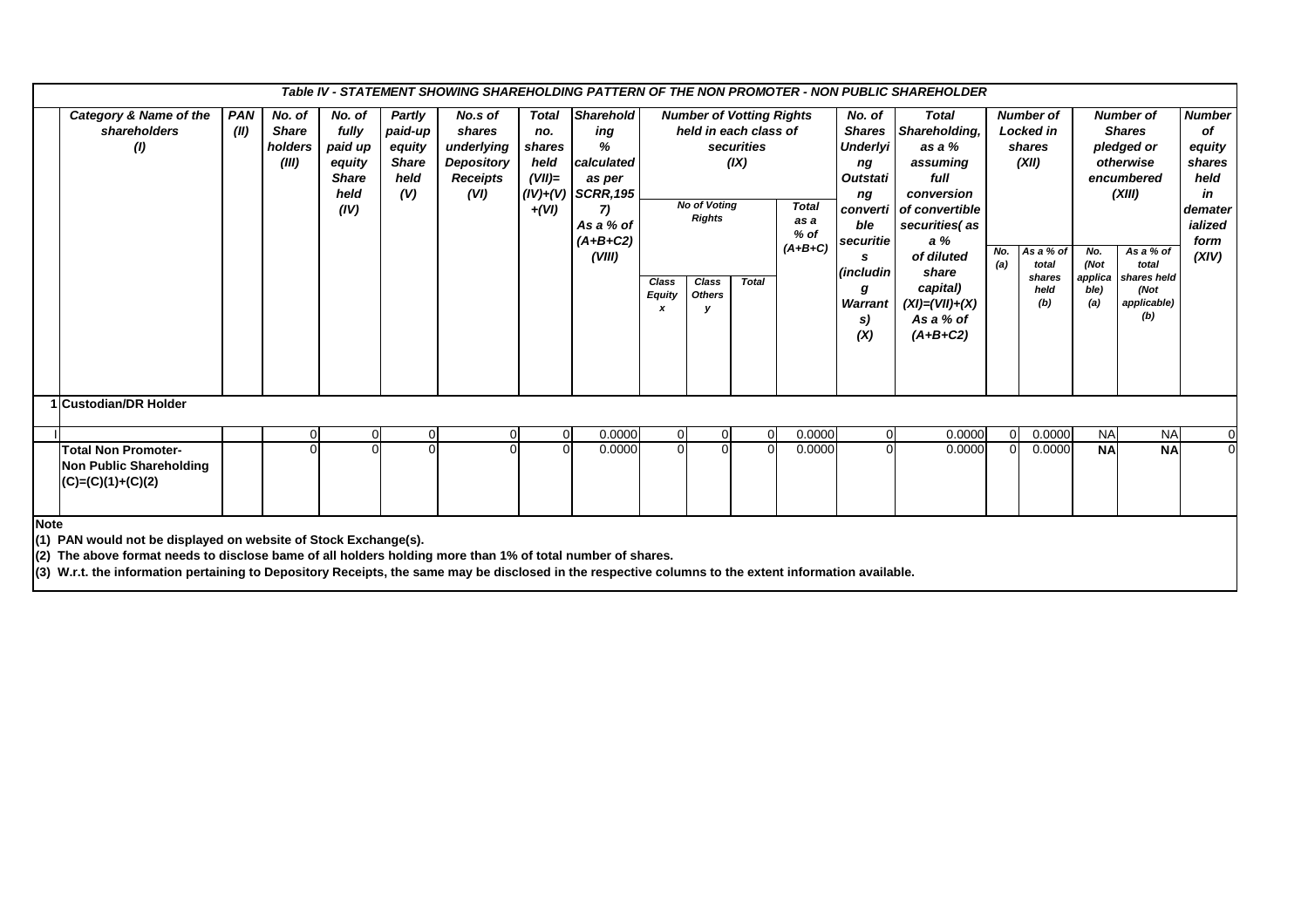## Table IV - STATEMENT SHOWING SHAREHOLDING PATTERN OF THE NON PROMOTER - NON PUBLIC SHAREHOLDER

| | Category & Name of the shareholders (I) | PAN (II) | No. of Share holders (III) | No. of fully paid up equity Share held (IV) | Partly paid-up equity Share held (V) | No.s of shares underlying Depository Receipts (VI) | Total no. shares held (VII)= (IV)+(V)+(VI) | Shareholding % calculated as per SCRR,1957) As a % of (A+B+C2) (VIII) | Number of Votting Rights held in each class of securities (IX) | | | | No. of Shares Underlying Outstating convertible securities (including Warrants) (X) | Total Shareholding, as a % assuming full conversion of convertible securities( as a % of diluted share capital) (XI)=(VII)+(X) As a % of (A+B+C2) | Number of Locked in shares (XII) | | Number of Shares pledged or otherwise encumbered (XIII) | | Number of equity shares held in dematerialized form (XIV) |
|---|---|---|---|---|---|---|---|---|---|---|---|---|---|---|---|---|---|---|---|
| | | | | | | | | | No of Voting Rights | | | Total as a % of (A+B+C) | | | | | | | |
| | | | | | | | | | Class Equity x | Class Others y | Total | | | | No. (a) | As a % of total shares held (b) | No. (Not applicable) (a) | As a % of total shares held (Not applicable) (b) | |
| 1 | **Custodian/DR Holder** | | | | | | | | | | | | | | | | | | |
| I | | | 0 | 0 | 0 | 0 | 0 | 0.0000 | 0 | 0 | 0 | 0.0000 | 0 | 0.0000 | 0 | 0.0000 | NA | NA | 0 |
| | **Total Non Promoter-Non Public Shareholding (C)=(C)(1)+(C)(2)** | | 0 | 0 | 0 | 0 | 0 | 0.0000 | 0 | 0 | 0 | 0.0000 | 0 | 0.0000 | 0 | 0.0000 | **NA** | **NA** | 0 |

**Note**

**(1) PAN would not be displayed on website of Stock Exchange(s).**

**(2) The above format needs to disclose bame of all holders holding more than 1% of total number of shares.**

**(3) W.r.t. the information pertaining to Depository Receipts, the same may be disclosed in the respective columns to the extent information available.**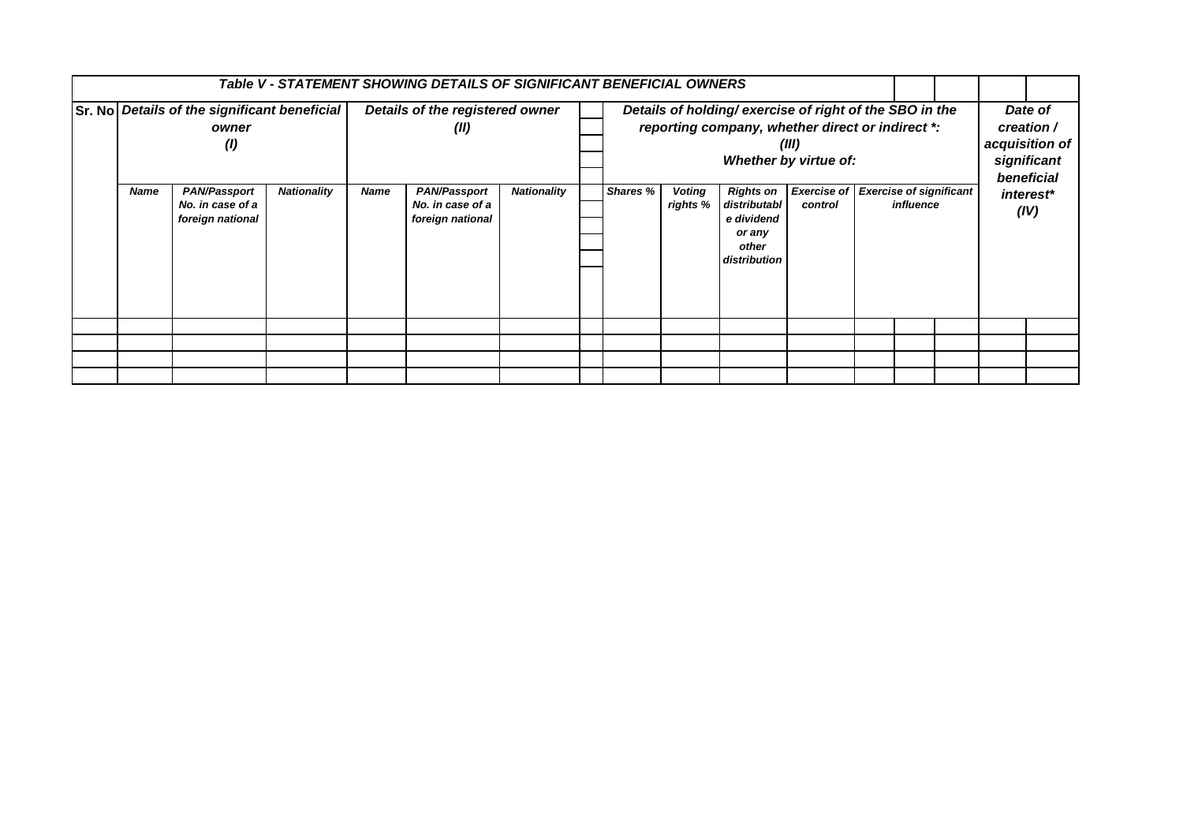### *Table V - STATEMENT SHOWING DETAILS OF SIGNIFICANT BENEFICIAL OWNERS*

| Sr. No | *Details of the significant beneficial owner (I)* | | | *Details of the registered owner (II)* | | | *Details of holding/ exercise of right of the SBO in the reporting company, whether direct or indirect \*: (III) Whether by virtue of:* | | | | | *Date of creation / acquisition of significant beneficial interest\* (IV)* |
|---|---|---|---|---|---|---|---|---|---|---|---|---|
| | *Name* | *PAN/Passport No. in case of a foreign national* | *Nationality* | *Name* | *PAN/Passport No. in case of a foreign national* | *Nationality* | *Shares %* | *Voting rights %* | *Rights on distributable dividend or any other distribution* | *Exercise of control* | *Exercise of significant influence* | |
| | | | | | | | | | | | | |
| | | | | | | | | | | | | |
| | | | | | | | | | | | | |
| | | | | | | | | | | | | |